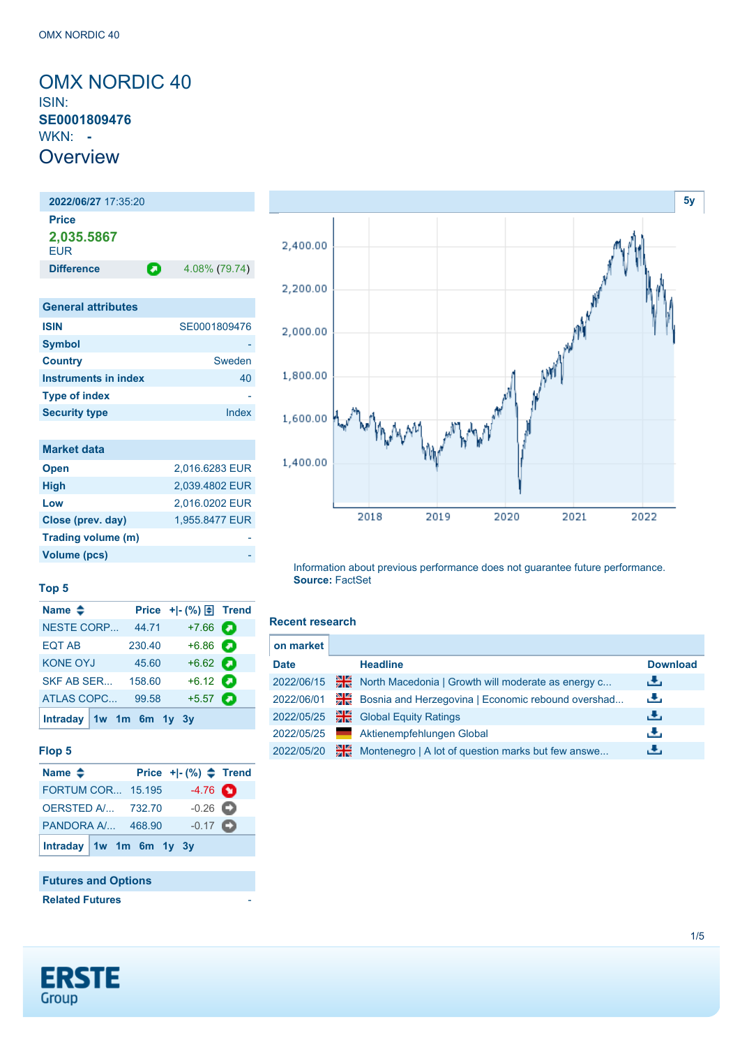OMX NORDIC 40

# OMX NORDIC 40

ISIN:

**SE0001809476**

WKN: **-**

## Overview

**2022/06/27** 17:35:20

**Price**

**2,035.5867**

EUR

| **Difference** | 4.08% (79.74) |
|---|---|

| General attributes | |
|---|---|
| **ISIN** | SE0001809476 |
| **Symbol** | - |
| **Country** | Sweden |
| **Instruments in index** | 40 |
| **Type of index** | - |
| **Security type** | Index |

| Market data | |
|---|---|
| **Open** | 2,016.6283 EUR |
| **High** | 2,039.4802 EUR |
| **Low** | 2,016.0202 EUR |
| **Close (prev. day)** | 1,955.8477 EUR |
| **Trading volume (m)** | - |
| **Volume (pcs)** | - |

### Top 5

| Name | Price | +\|- (%) | Trend |
|---|---|---|---|
| NESTE CORP... | 44.71 | +7.66 | |
| EQT AB | 230.40 | +6.86 | |
| KONE OYJ | 45.60 | +6.62 | |
| SKF AB SER... | 158.60 | +6.12 | |
| ATLAS COPC... | 99.58 | +5.57 | |

Intraday 1w 1m 6m 1y 3y

### Flop 5

| Name | Price | +\|- (%) | Trend |
|---|---|---|---|
| FORTUM COR... | 15.195 | -4.76 | |
| OERSTED A/... | 732.70 | -0.26 | |
| PANDORA A/... | 468.90 | -0.17 | |

Intraday 1w 1m 6m 1y 3y

| Futures and Options | |
|---|---|
| **Related Futures** | - |

5y

Information about previous performance does not guarantee future performance.
**Source:** FactSet

### Recent research

on market

| Date | Headline | Download |
|---|---|---|
| 2022/06/15 | North Macedonia \| Growth will moderate as energy c... | |
| 2022/06/01 | Bosnia and Herzegovina \| Economic rebound overshad... | |
| 2022/05/25 | Global Equity Ratings | |
| 2022/05/25 | Aktienempfehlungen Global | |
| 2022/05/20 | Montenegro \| A lot of question marks but few answe... | |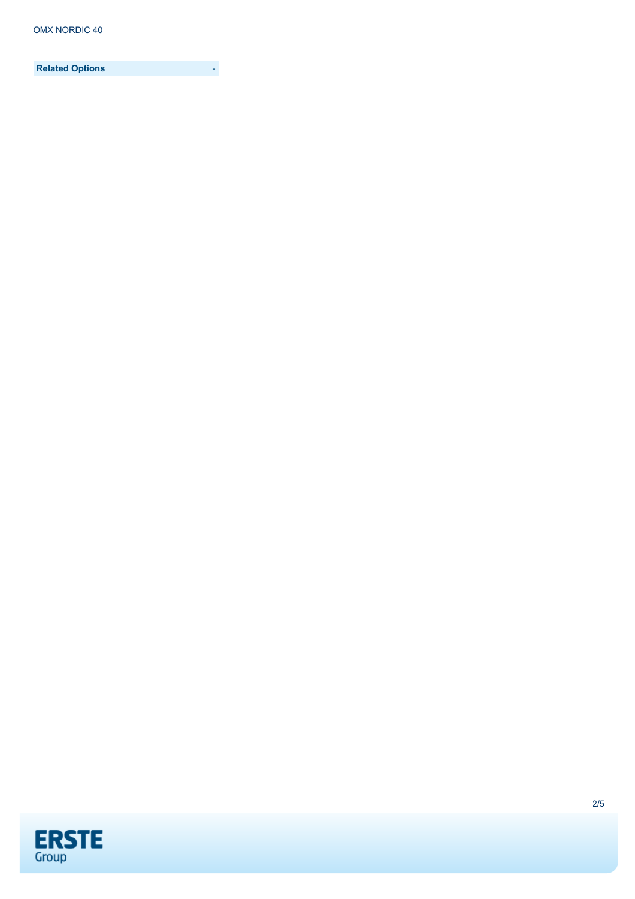| Related Options | - |
| --- | --- |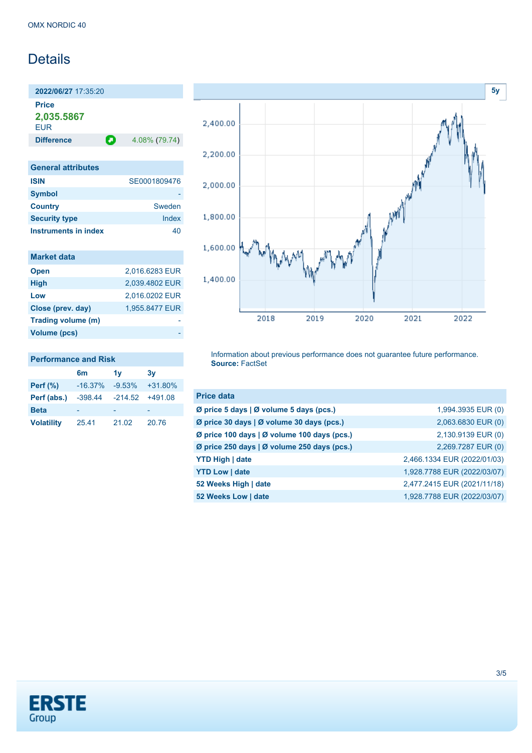OMX NORDIC 40

# Details

**2022/06/27** 17:35:20

**Price**

**2,035.5867**

EUR

| **Difference** | 4.08% (79.74) |
|---|---|

| General attributes | |
|---|---|
| **ISIN** | SE0001809476 |
| **Symbol** | - |
| **Country** | Sweden |
| **Security type** | Index |
| **Instruments in index** | 40 |

| Market data | |
|---|---|
| **Open** | 2,016.6283 EUR |
| **High** | 2,039.4802 EUR |
| **Low** | 2,016.0202 EUR |
| **Close (prev. day)** | 1,955.8477 EUR |
| **Trading volume (m)** | - |
| **Volume (pcs)** | - |

| Performance and Risk | 6m | 1y | 3y |
|---|---|---|---|
| **Perf (%)** | -16.37% | -9.53% | +31.80% |
| **Perf (abs.)** | -398.44 | -214.52 | +491.08 |
| **Beta** | - | - | - |
| **Volatility** | 25.41 | 21.02 | 20.76 |

Information about previous performance does not guarantee future performance.
**Source:** FactSet

| Price data | |
|---|---|
| **Ø price 5 days \| Ø volume 5 days (pcs.)** | 1,994.3935 EUR (0) |
| **Ø price 30 days \| Ø volume 30 days (pcs.)** | 2,063.6830 EUR (0) |
| **Ø price 100 days \| Ø volume 100 days (pcs.)** | 2,130.9139 EUR (0) |
| **Ø price 250 days \| Ø volume 250 days (pcs.)** | 2,269.7287 EUR (0) |
| **YTD High \| date** | 2,466.1334 EUR (2022/01/03) |
| **YTD Low \| date** | 1,928.7788 EUR (2022/03/07) |
| **52 Weeks High \| date** | 2,477.2415 EUR (2021/11/18) |
| **52 Weeks Low \| date** | 1,928.7788 EUR (2022/03/07) |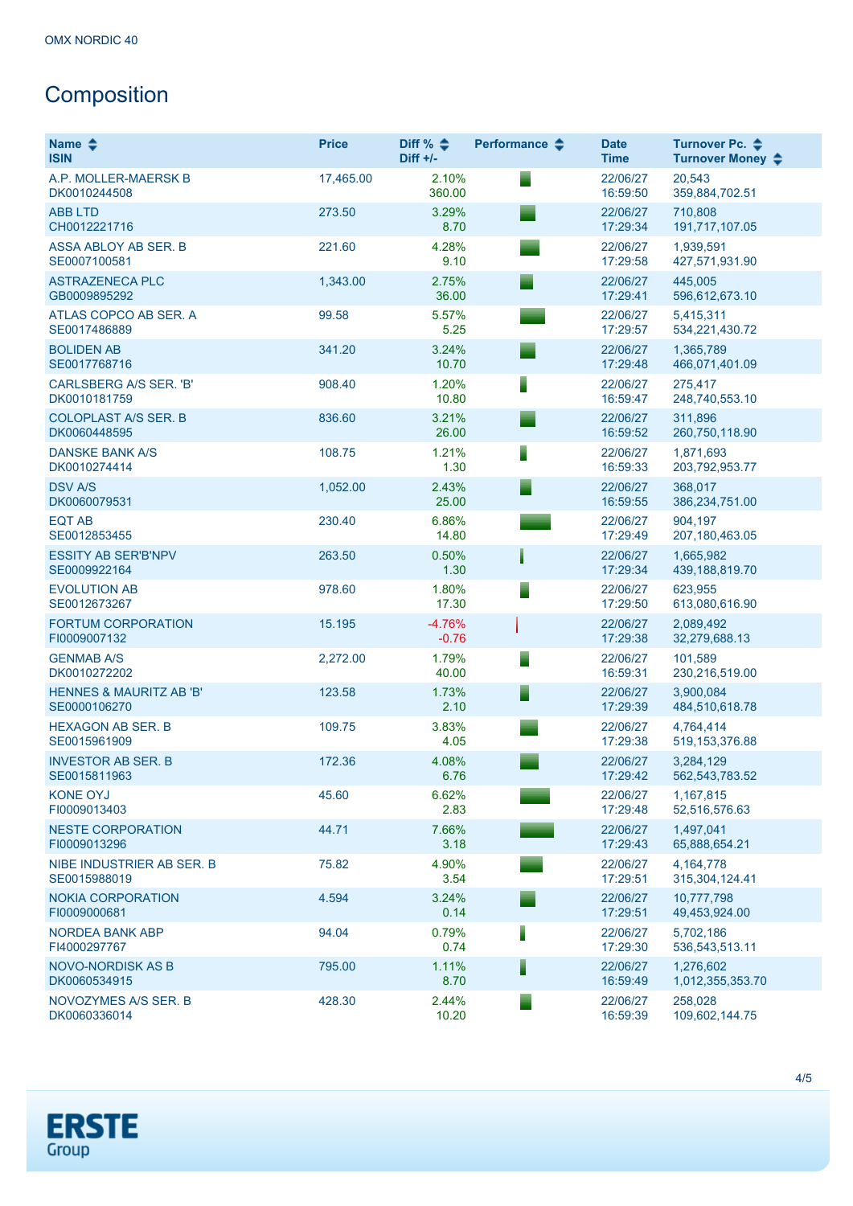OMX NORDIC 40

# Composition

| Name<br>ISIN | Price | Diff %<br>Diff +/- | Performance | Date<br>Time | Turnover Pc.<br>Turnover Money |
|---|---|---|---|---|---|
| A.P. MOLLER-MAERSK B<br>DK0010244508 | 17,465.00 | 2.10%<br>360.00 | | 22/06/27<br>16:59:50 | 20,543<br>359,884,702.51 |
| ABB LTD<br>CH0012221716 | 273.50 | 3.29%<br>8.70 | | 22/06/27<br>17:29:34 | 710,808<br>191,717,107.05 |
| ASSA ABLOY AB SER. B<br>SE0007100581 | 221.60 | 4.28%<br>9.10 | | 22/06/27<br>17:29:58 | 1,939,591<br>427,571,931.90 |
| ASTRAZENECA PLC<br>GB0009895292 | 1,343.00 | 2.75%<br>36.00 | | 22/06/27<br>17:29:41 | 445,005<br>596,612,673.10 |
| ATLAS COPCO AB SER. A<br>SE0017486889 | 99.58 | 5.57%<br>5.25 | | 22/06/27<br>17:29:57 | 5,415,311<br>534,221,430.72 |
| BOLIDEN AB<br>SE0017768716 | 341.20 | 3.24%<br>10.70 | | 22/06/27<br>17:29:48 | 1,365,789<br>466,071,401.09 |
| CARLSBERG A/S SER. 'B'<br>DK0010181759 | 908.40 | 1.20%<br>10.80 | | 22/06/27<br>16:59:47 | 275,417<br>248,740,553.10 |
| COLOPLAST A/S SER. B<br>DK0060448595 | 836.60 | 3.21%<br>26.00 | | 22/06/27<br>16:59:52 | 311,896<br>260,750,118.90 |
| DANSKE BANK A/S<br>DK0010274414 | 108.75 | 1.21%<br>1.30 | | 22/06/27<br>16:59:33 | 1,871,693<br>203,792,953.77 |
| DSV A/S<br>DK0060079531 | 1,052.00 | 2.43%<br>25.00 | | 22/06/27<br>16:59:55 | 368,017<br>386,234,751.00 |
| EQT AB<br>SE0012853455 | 230.40 | 6.86%<br>14.80 | | 22/06/27<br>17:29:49 | 904,197<br>207,180,463.05 |
| ESSITY AB SER'B'NPV<br>SE0009922164 | 263.50 | 0.50%<br>1.30 | | 22/06/27<br>17:29:34 | 1,665,982<br>439,188,819.70 |
| EVOLUTION AB<br>SE0012673267 | 978.60 | 1.80%<br>17.30 | | 22/06/27<br>17:29:50 | 623,955<br>613,080,616.90 |
| FORTUM CORPORATION<br>FI0009007132 | 15.195 | -4.76%<br>-0.76 | | 22/06/27<br>17:29:38 | 2,089,492<br>32,279,688.13 |
| GENMAB A/S<br>DK0010272202 | 2,272.00 | 1.79%<br>40.00 | | 22/06/27<br>16:59:31 | 101,589<br>230,216,519.00 |
| HENNES & MAURITZ AB 'B'<br>SE0000106270 | 123.58 | 1.73%<br>2.10 | | 22/06/27<br>17:29:39 | 3,900,084<br>484,510,618.78 |
| HEXAGON AB SER. B<br>SE0015961909 | 109.75 | 3.83%<br>4.05 | | 22/06/27<br>17:29:38 | 4,764,414<br>519,153,376.88 |
| INVESTOR AB SER. B<br>SE0015811963 | 172.36 | 4.08%<br>6.76 | | 22/06/27<br>17:29:42 | 3,284,129<br>562,543,783.52 |
| KONE OYJ<br>FI0009013403 | 45.60 | 6.62%<br>2.83 | | 22/06/27<br>17:29:48 | 1,167,815<br>52,516,576.63 |
| NESTE CORPORATION<br>FI0009013296 | 44.71 | 7.66%<br>3.18 | | 22/06/27<br>17:29:43 | 1,497,041<br>65,888,654.21 |
| NIBE INDUSTRIER AB SER. B<br>SE0015988019 | 75.82 | 4.90%<br>3.54 | | 22/06/27<br>17:29:51 | 4,164,778<br>315,304,124.41 |
| NOKIA CORPORATION<br>FI0009000681 | 4.594 | 3.24%<br>0.14 | | 22/06/27<br>17:29:51 | 10,777,798<br>49,453,924.00 |
| NORDEA BANK ABP<br>FI4000297767 | 94.04 | 0.79%<br>0.74 | | 22/06/27<br>17:29:30 | 5,702,186<br>536,543,513.11 |
| NOVO-NORDISK AS B<br>DK0060534915 | 795.00 | 1.11%<br>8.70 | | 22/06/27<br>16:59:49 | 1,276,602<br>1,012,355,353.70 |
| NOVOZYMES A/S SER. B<br>DK0060336014 | 428.30 | 2.44%<br>10.20 | | 22/06/27<br>16:59:39 | 258,028<br>109,602,144.75 |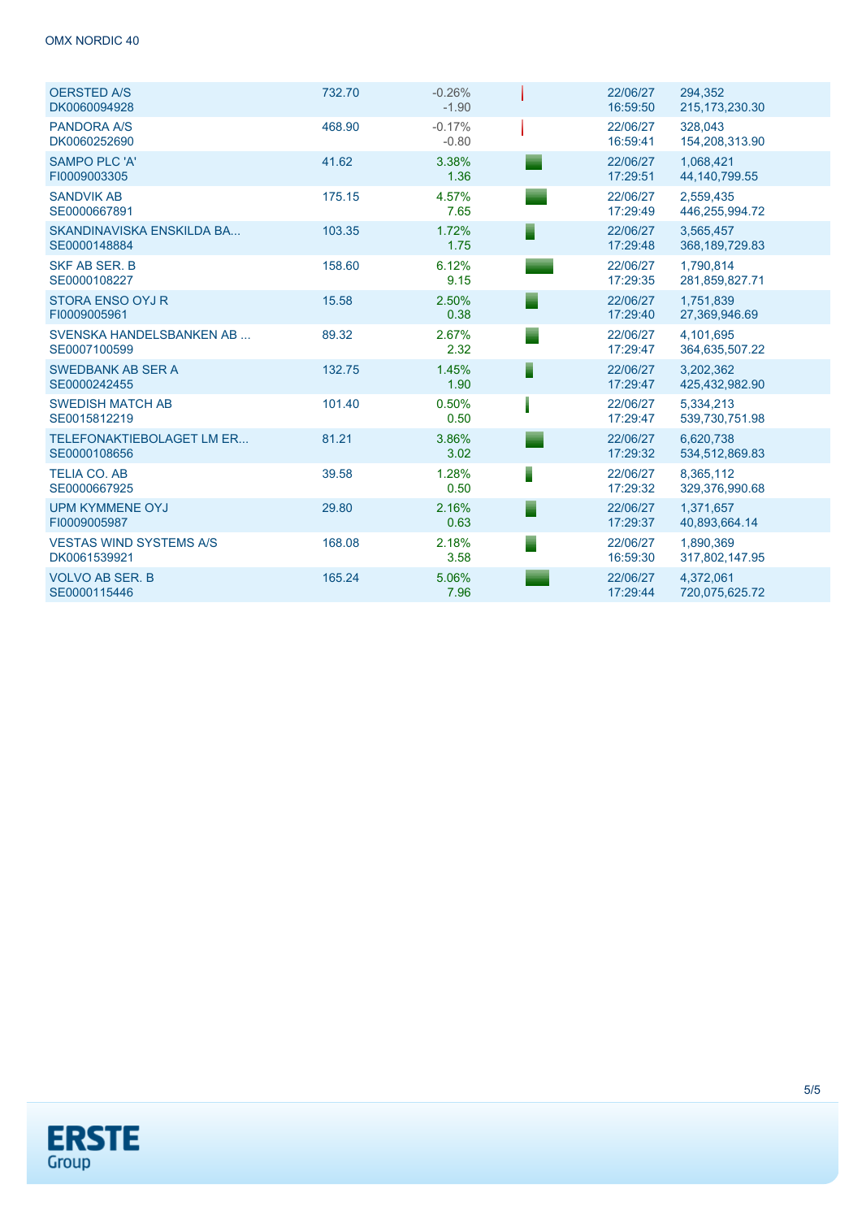| | | | | | |
|---|---|---|---|---|---|
| OERSTED A/S<br>DK0060094928 | 732.70 | -0.26%<br>-1.90 | | 22/06/27<br>16:59:50 | 294,352<br>215,173,230.30 |
| PANDORA A/S<br>DK0060252690 | 468.90 | -0.17%<br>-0.80 | | 22/06/27<br>16:59:41 | 328,043<br>154,208,313.90 |
| SAMPO PLC 'A'<br>FI0009003305 | 41.62 | 3.38%<br>1.36 | | 22/06/27<br>17:29:51 | 1,068,421<br>44,140,799.55 |
| SANDVIK AB<br>SE0000667891 | 175.15 | 4.57%<br>7.65 | | 22/06/27<br>17:29:49 | 2,559,435<br>446,255,994.72 |
| SKANDINAVISKA ENSKILDA BA...<br>SE0000148884 | 103.35 | 1.72%<br>1.75 | | 22/06/27<br>17:29:48 | 3,565,457<br>368,189,729.83 |
| SKF AB SER. B<br>SE0000108227 | 158.60 | 6.12%<br>9.15 | | 22/06/27<br>17:29:35 | 1,790,814<br>281,859,827.71 |
| STORA ENSO OYJ R<br>FI0009005961 | 15.58 | 2.50%<br>0.38 | | 22/06/27<br>17:29:40 | 1,751,839<br>27,369,946.69 |
| SVENSKA HANDELSBANKEN AB ...<br>SE0007100599 | 89.32 | 2.67%<br>2.32 | | 22/06/27<br>17:29:47 | 4,101,695<br>364,635,507.22 |
| SWEDBANK AB SER A<br>SE0000242455 | 132.75 | 1.45%<br>1.90 | | 22/06/27<br>17:29:47 | 3,202,362<br>425,432,982.90 |
| SWEDISH MATCH AB<br>SE0015812219 | 101.40 | 0.50%<br>0.50 | | 22/06/27<br>17:29:47 | 5,334,213<br>539,730,751.98 |
| TELEFONAKTIEBOLAGET LM ER...<br>SE0000108656 | 81.21 | 3.86%<br>3.02 | | 22/06/27<br>17:29:32 | 6,620,738<br>534,512,869.83 |
| TELIA CO. AB<br>SE0000667925 | 39.58 | 1.28%<br>0.50 | | 22/06/27<br>17:29:32 | 8,365,112<br>329,376,990.68 |
| UPM KYMMENE OYJ<br>FI0009005987 | 29.80 | 2.16%<br>0.63 | | 22/06/27<br>17:29:37 | 1,371,657<br>40,893,664.14 |
| VESTAS WIND SYSTEMS A/S<br>DK0061539921 | 168.08 | 2.18%<br>3.58 | | 22/06/27<br>16:59:30 | 1,890,369<br>317,802,147.95 |
| VOLVO AB SER. B<br>SE0000115446 | 165.24 | 5.06%<br>7.96 | | 22/06/27<br>17:29:44 | 4,372,061<br>720,075,625.72 |